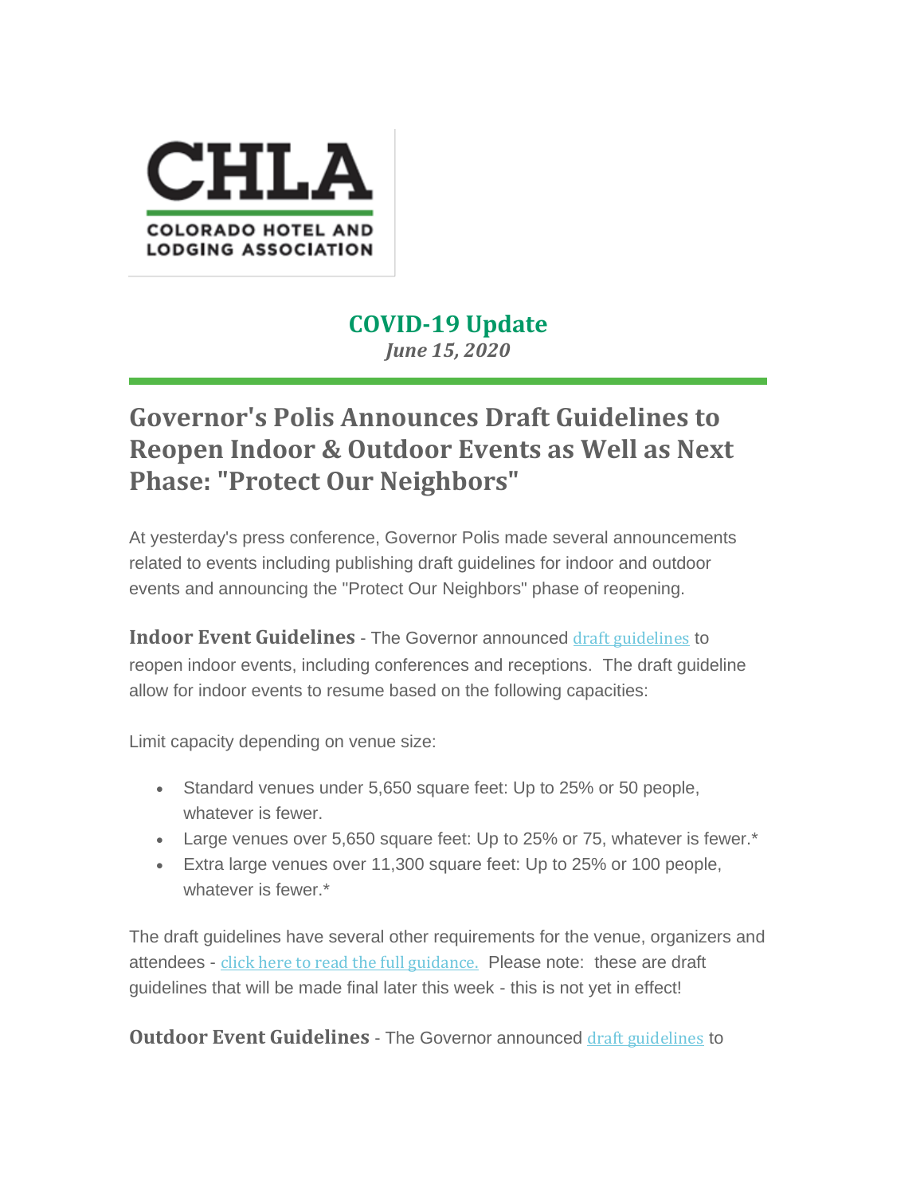CHLA

COLORADO HOTEL AND LODGING ASSOCIATION

## COVID-19 Update

*June 15, 2020*

# Governor's Polis Announces Draft Guidelines to Reopen Indoor & Outdoor Events as Well as Next Phase: "Protect Our Neighbors"

At yesterday's press conference, Governor Polis made several announcements related to events including publishing draft guidelines for indoor and outdoor events and announcing the "Protect Our Neighbors" phase of reopening.

**Indoor Event Guidelines** - The Governor announced draft guidelines to reopen indoor events, including conferences and receptions. The draft guideline allow for indoor events to resume based on the following capacities:

Limit capacity depending on venue size:

- Standard venues under 5,650 square feet: Up to 25% or 50 people, whatever is fewer.
- Large venues over 5,650 square feet: Up to 25% or 75, whatever is fewer.*
- Extra large venues over 11,300 square feet: Up to 25% or 100 people, whatever is fewer.*

The draft guidelines have several other requirements for the venue, organizers and attendees - click here to read the full guidance. Please note: these are draft guidelines that will be made final later this week - this is not yet in effect!

**Outdoor Event Guidelines** - The Governor announced draft guidelines to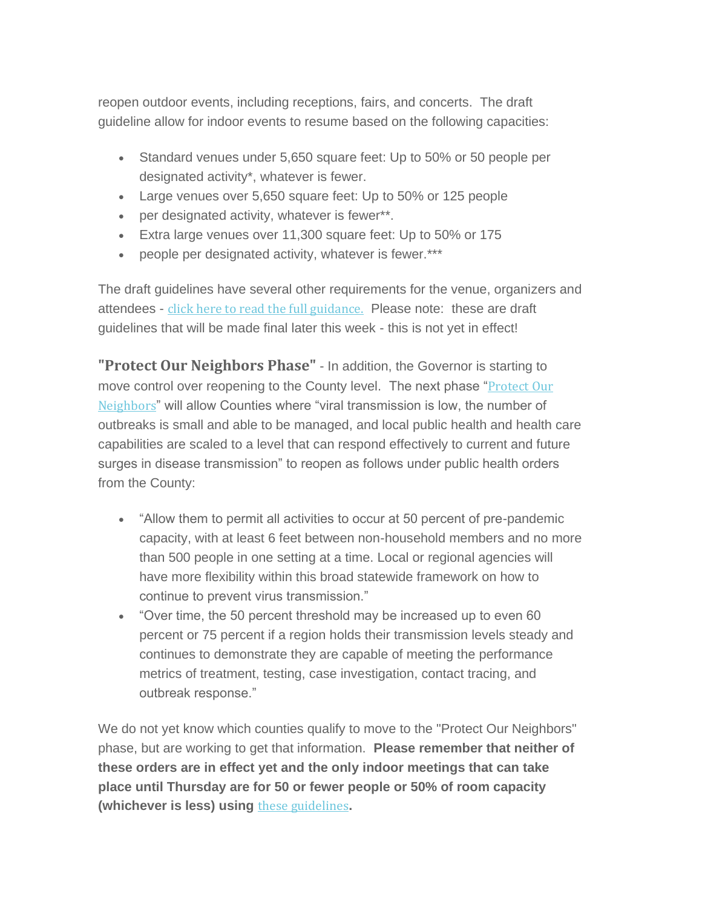reopen outdoor events, including receptions, fairs, and concerts. The draft guideline allow for indoor events to resume based on the following capacities:

- Standard venues under 5,650 square feet: Up to 50% or 50 people per designated activity*, whatever is fewer.
- Large venues over 5,650 square feet: Up to 50% or 125 people
- per designated activity, whatever is fewer**.
- Extra large venues over 11,300 square feet: Up to 50% or 175
- people per designated activity, whatever is fewer.***

The draft guidelines have several other requirements for the venue, organizers and attendees - [click here to read the full guidance.](#) Please note: these are draft guidelines that will be made final later this week - this is not yet in effect!

**"Protect Our Neighbors Phase"** - In addition, the Governor is starting to move control over reopening to the County level. The next phase "[Protect Our Neighbors](#)" will allow Counties where "viral transmission is low, the number of outbreaks is small and able to be managed, and local public health and health care capabilities are scaled to a level that can respond effectively to current and future surges in disease transmission" to reopen as follows under public health orders from the County:

- "Allow them to permit all activities to occur at 50 percent of pre-pandemic capacity, with at least 6 feet between non-household members and no more than 500 people in one setting at a time. Local or regional agencies will have more flexibility within this broad statewide framework on how to continue to prevent virus transmission."
- "Over time, the 50 percent threshold may be increased up to even 60 percent or 75 percent if a region holds their transmission levels steady and continues to demonstrate they are capable of meeting the performance metrics of treatment, testing, case investigation, contact tracing, and outbreak response."

We do not yet know which counties qualify to move to the "Protect Our Neighbors" phase, but are working to get that information. **Please remember that neither of these orders are in effect yet and the only indoor meetings that can take place until Thursday are for 50 or fewer people or 50% of room capacity (whichever is less) using [these guidelines](#).**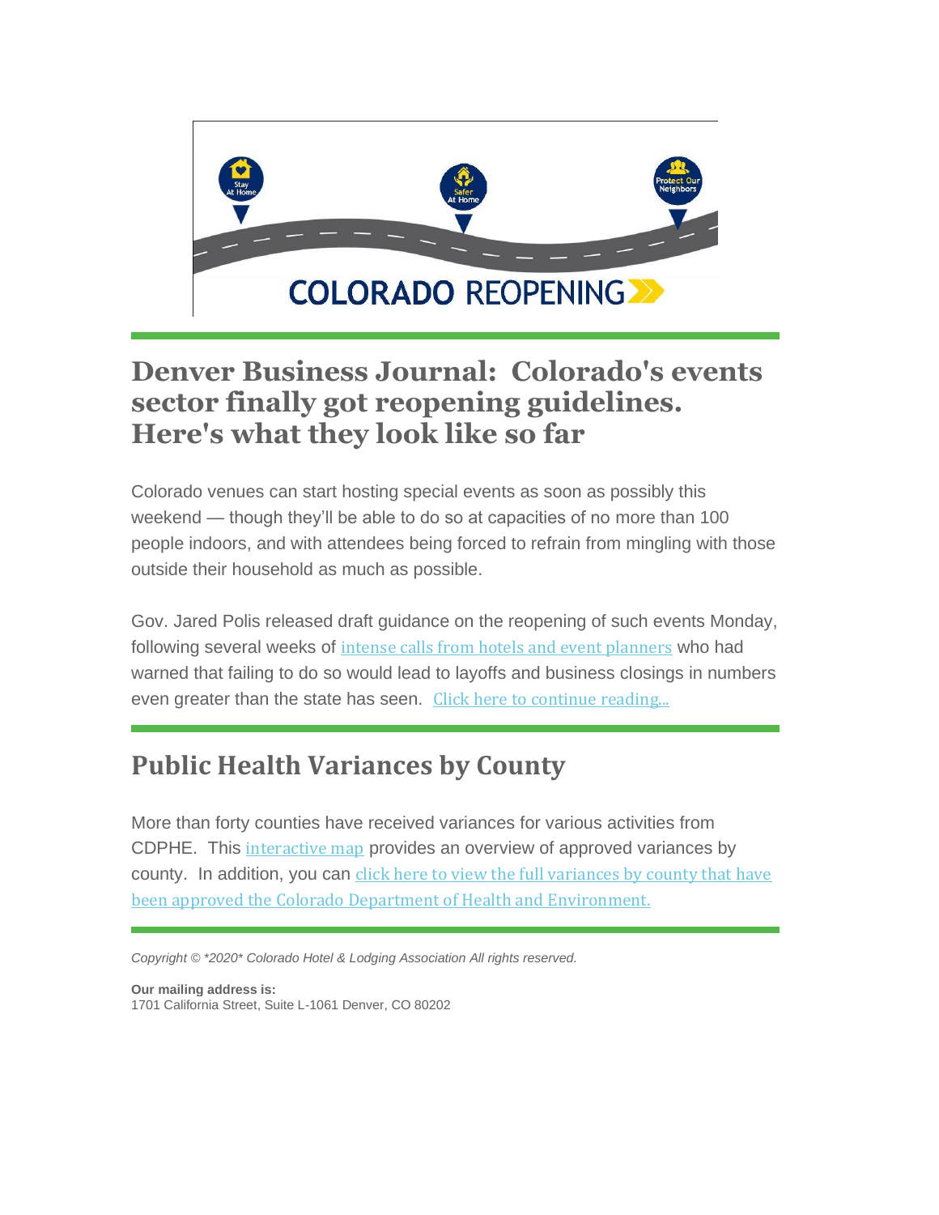## Denver Business Journal: Colorado's events sector finally got reopening guidelines. Here's what they look like so far

Colorado venues can start hosting special events as soon as possibly this weekend — though they'll be able to do so at capacities of no more than 100 people indoors, and with attendees being forced to refrain from mingling with those outside their household as much as possible.

Gov. Jared Polis released draft guidance on the reopening of such events Monday, following several weeks of intense calls from hotels and event planners who had warned that failing to do so would lead to layoffs and business closings in numbers even greater than the state has seen. Click here to continue reading...

## Public Health Variances by County

More than forty counties have received variances for various activities from CDPHE. This interactive map provides an overview of approved variances by county. In addition, you can click here to view the full variances by county that have been approved the Colorado Department of Health and Environment.

*Copyright © *2020* Colorado Hotel & Lodging Association All rights reserved.*

**Our mailing address is:**
1701 California Street, Suite L-1061 Denver, CO 80202